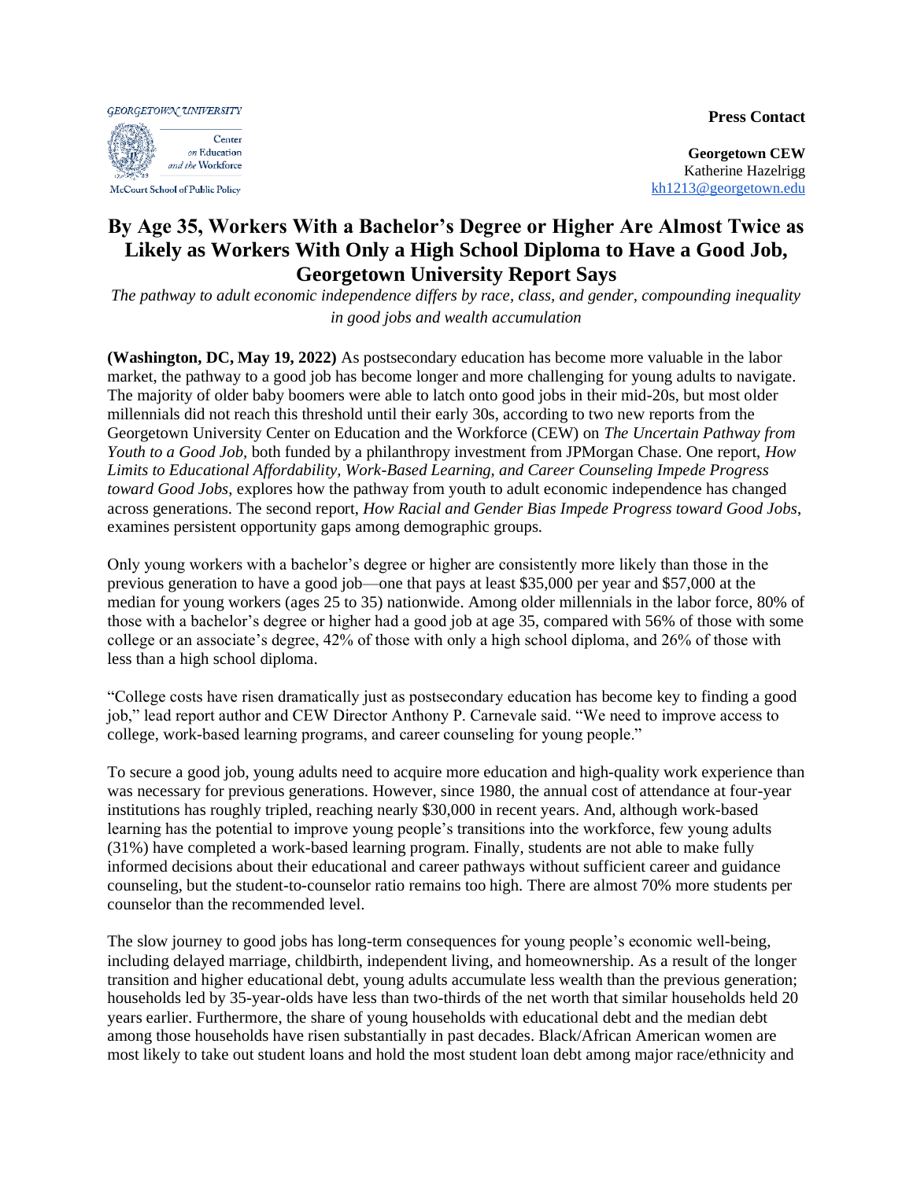GEORGETOWN UNIVERSITY

Center on Education and the Workforce

McCourt School of Public Policy

**Press Contact**

**Georgetown CEW**
Katherine Hazelrigg
kh1213@georgetown.edu

# By Age 35, Workers With a Bachelor's Degree or Higher Are Almost Twice as Likely as Workers With Only a High School Diploma to Have a Good Job, Georgetown University Report Says

*The pathway to adult economic independence differs by race, class, and gender, compounding inequality in good jobs and wealth accumulation*

**(Washington, DC, May 19, 2022)** As postsecondary education has become more valuable in the labor market, the pathway to a good job has become longer and more challenging for young adults to navigate. The majority of older baby boomers were able to latch onto good jobs in their mid-20s, but most older millennials did not reach this threshold until their early 30s, according to two new reports from the Georgetown University Center on Education and the Workforce (CEW) on *The Uncertain Pathway from Youth to a Good Job*, both funded by a philanthropy investment from JPMorgan Chase. One report, *How Limits to Educational Affordability, Work-Based Learning, and Career Counseling Impede Progress toward Good Jobs*, explores how the pathway from youth to adult economic independence has changed across generations. The second report, *How Racial and Gender Bias Impede Progress toward Good Jobs*, examines persistent opportunity gaps among demographic groups.

Only young workers with a bachelor's degree or higher are consistently more likely than those in the previous generation to have a good job—one that pays at least $35,000 per year and $57,000 at the median for young workers (ages 25 to 35) nationwide. Among older millennials in the labor force, 80% of those with a bachelor's degree or higher had a good job at age 35, compared with 56% of those with some college or an associate's degree, 42% of those with only a high school diploma, and 26% of those with less than a high school diploma.

"College costs have risen dramatically just as postsecondary education has become key to finding a good job," lead report author and CEW Director Anthony P. Carnevale said. "We need to improve access to college, work-based learning programs, and career counseling for young people."

To secure a good job, young adults need to acquire more education and high-quality work experience than was necessary for previous generations. However, since 1980, the annual cost of attendance at four-year institutions has roughly tripled, reaching nearly $30,000 in recent years. And, although work-based learning has the potential to improve young people's transitions into the workforce, few young adults (31%) have completed a work-based learning program. Finally, students are not able to make fully informed decisions about their educational and career pathways without sufficient career and guidance counseling, but the student-to-counselor ratio remains too high. There are almost 70% more students per counselor than the recommended level.

The slow journey to good jobs has long-term consequences for young people's economic well-being, including delayed marriage, childbirth, independent living, and homeownership. As a result of the longer transition and higher educational debt, young adults accumulate less wealth than the previous generation; households led by 35-year-olds have less than two-thirds of the net worth that similar households held 20 years earlier. Furthermore, the share of young households with educational debt and the median debt among those households have risen substantially in past decades. Black/African American women are most likely to take out student loans and hold the most student loan debt among major race/ethnicity and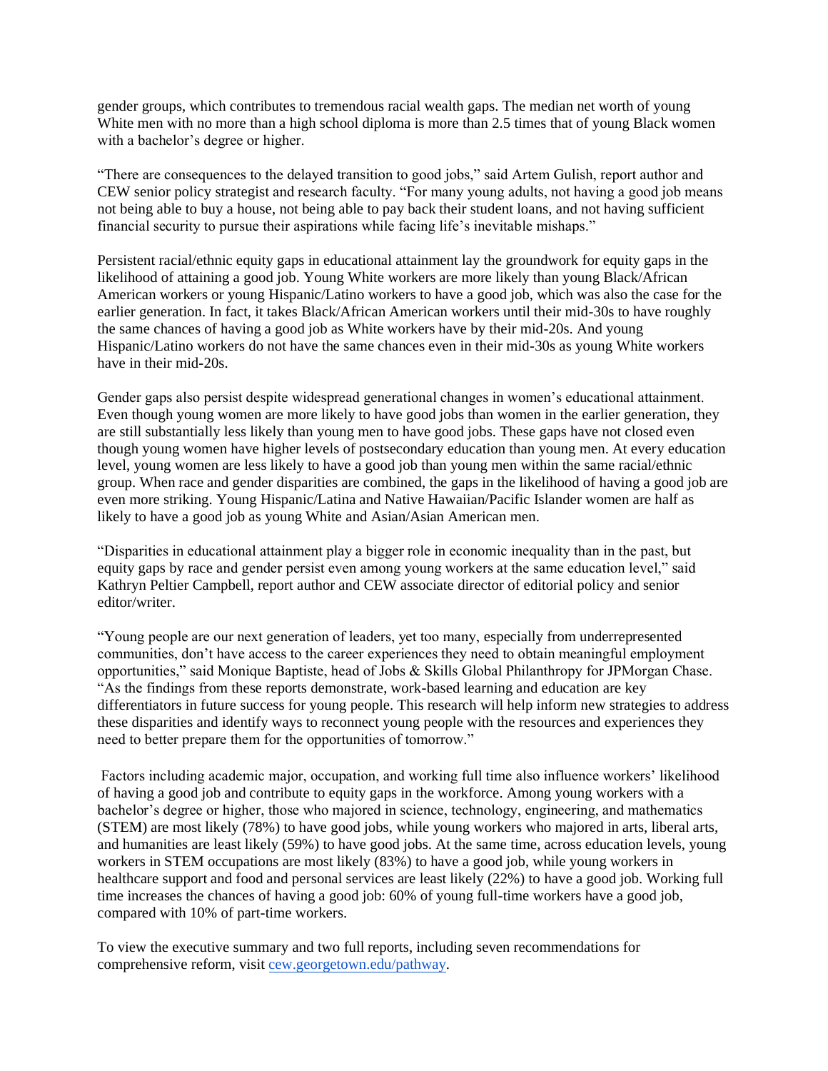gender groups, which contributes to tremendous racial wealth gaps. The median net worth of young White men with no more than a high school diploma is more than 2.5 times that of young Black women with a bachelor's degree or higher.

"There are consequences to the delayed transition to good jobs," said Artem Gulish, report author and CEW senior policy strategist and research faculty. "For many young adults, not having a good job means not being able to buy a house, not being able to pay back their student loans, and not having sufficient financial security to pursue their aspirations while facing life's inevitable mishaps."

Persistent racial/ethnic equity gaps in educational attainment lay the groundwork for equity gaps in the likelihood of attaining a good job. Young White workers are more likely than young Black/African American workers or young Hispanic/Latino workers to have a good job, which was also the case for the earlier generation. In fact, it takes Black/African American workers until their mid-30s to have roughly the same chances of having a good job as White workers have by their mid-20s. And young Hispanic/Latino workers do not have the same chances even in their mid-30s as young White workers have in their mid-20s.

Gender gaps also persist despite widespread generational changes in women's educational attainment. Even though young women are more likely to have good jobs than women in the earlier generation, they are still substantially less likely than young men to have good jobs. These gaps have not closed even though young women have higher levels of postsecondary education than young men. At every education level, young women are less likely to have a good job than young men within the same racial/ethnic group. When race and gender disparities are combined, the gaps in the likelihood of having a good job are even more striking. Young Hispanic/Latina and Native Hawaiian/Pacific Islander women are half as likely to have a good job as young White and Asian/Asian American men.

"Disparities in educational attainment play a bigger role in economic inequality than in the past, but equity gaps by race and gender persist even among young workers at the same education level," said Kathryn Peltier Campbell, report author and CEW associate director of editorial policy and senior editor/writer.

"Young people are our next generation of leaders, yet too many, especially from underrepresented communities, don't have access to the career experiences they need to obtain meaningful employment opportunities," said Monique Baptiste, head of Jobs & Skills Global Philanthropy for JPMorgan Chase. "As the findings from these reports demonstrate, work-based learning and education are key differentiators in future success for young people. This research will help inform new strategies to address these disparities and identify ways to reconnect young people with the resources and experiences they need to better prepare them for the opportunities of tomorrow."

Factors including academic major, occupation, and working full time also influence workers' likelihood of having a good job and contribute to equity gaps in the workforce. Among young workers with a bachelor's degree or higher, those who majored in science, technology, engineering, and mathematics (STEM) are most likely (78%) to have good jobs, while young workers who majored in arts, liberal arts, and humanities are least likely (59%) to have good jobs. At the same time, across education levels, young workers in STEM occupations are most likely (83%) to have a good job, while young workers in healthcare support and food and personal services are least likely (22%) to have a good job. Working full time increases the chances of having a good job: 60% of young full-time workers have a good job, compared with 10% of part-time workers.

To view the executive summary and two full reports, including seven recommendations for comprehensive reform, visit [cew.georgetown.edu/pathway](cew.georgetown.edu/pathway).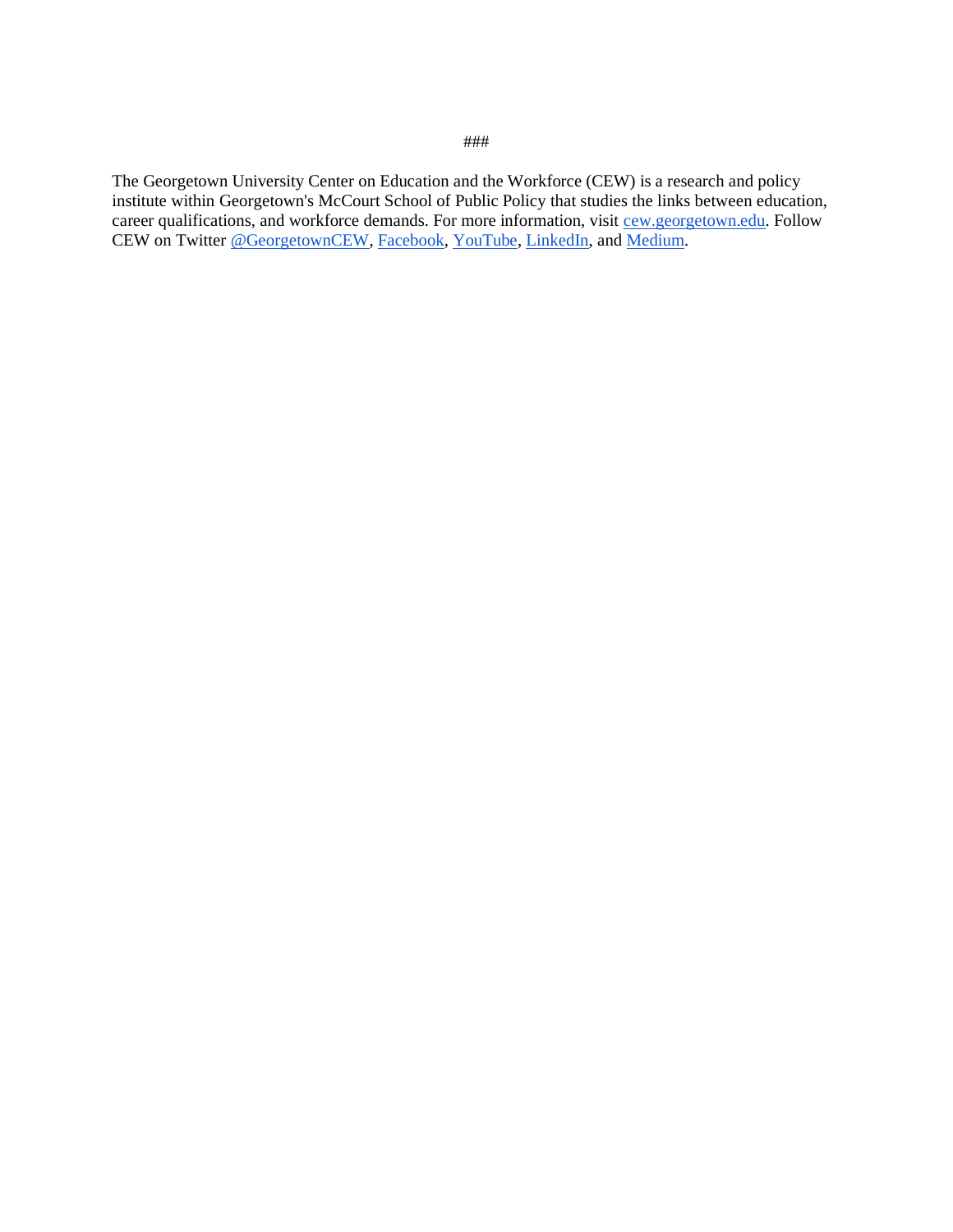###

The Georgetown University Center on Education and the Workforce (CEW) is a research and policy institute within Georgetown's McCourt School of Public Policy that studies the links between education, career qualifications, and workforce demands. For more information, visit cew.georgetown.edu. Follow CEW on Twitter @GeorgetownCEW, Facebook, YouTube, LinkedIn, and Medium.